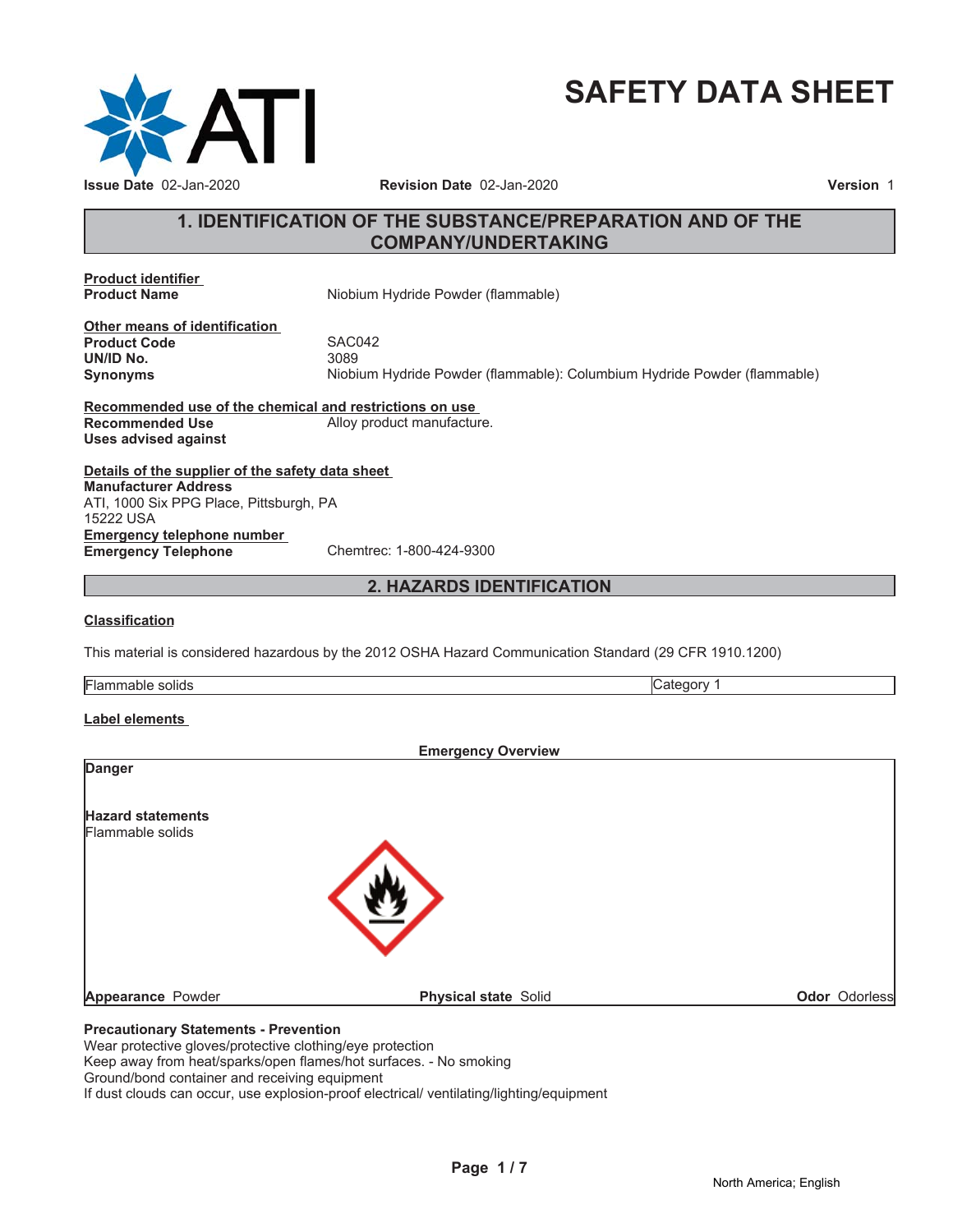# SAFETY DATA SHEET

**Issue Date** 02-Jan-2020 **Revision Date** 02-Jan-2020 **Version** 1

## 1. IDENTIFICATION OF THE SUBSTANCE/PREPARATION AND OF THE COMPANY/UNDERTAKING

**Product identifier**

**Product Name** Niobium Hydride Powder (flammable)

**Other means of identification**

**Product Code** SAC042

**UN/ID No.** 3089

**Synonyms** Niobium Hydride Powder (flammable): Columbium Hydride Powder (flammable)

**Recommended use of the chemical and restrictions on use**

**Recommended Use** Alloy product manufacture.

**Uses advised against**

**Details of the supplier of the safety data sheet**

**Manufacturer Address**
ATI, 1000 Six PPG Place, Pittsburgh, PA
15222 USA

**Emergency telephone number**

**Emergency Telephone** Chemtrec: 1-800-424-9300

## 2. HAZARDS IDENTIFICATION

**Classification**

This material is considered hazardous by the 2012 OSHA Hazard Communication Standard (29 CFR 1910.1200)

| Flammable solids | Category 1 |
|---|---|

**Label elements**

**Emergency Overview**

**Danger**

**Hazard statements**
Flammable solids

**Appearance** Powder **Physical state** Solid **Odor** Odorless

**Precautionary Statements - Prevention**
Wear protective gloves/protective clothing/eye protection
Keep away from heat/sparks/open flames/hot surfaces. - No smoking
Ground/bond container and receiving equipment
If dust clouds can occur, use explosion-proof electrical/ ventilating/lighting/equipment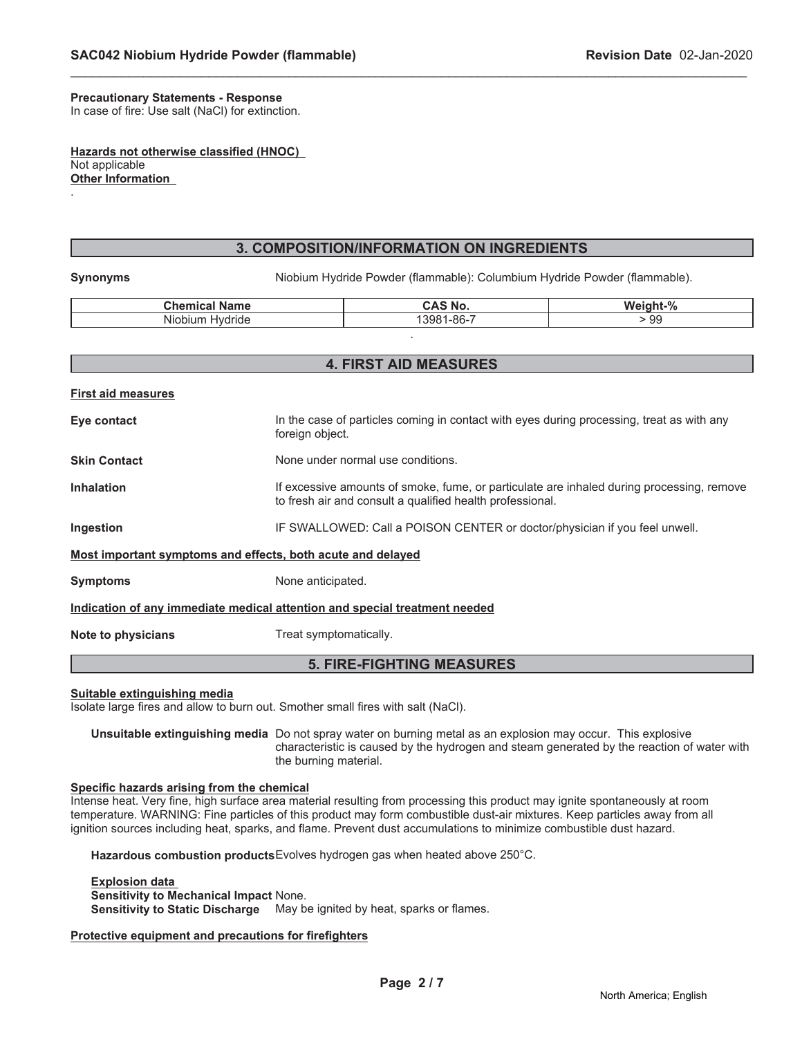**Precautionary Statements - Response**
In case of fire: Use salt (NaCl) for extinction.

**Hazards not otherwise classified (HNOC)**
Not applicable
**Other Information**
.

## 3. COMPOSITION/INFORMATION ON INGREDIENTS

**Synonyms** Niobium Hydride Powder (flammable): Columbium Hydride Powder (flammable).

| Chemical Name | CAS No. | Weight-% |
|---|---|---|
| Niobium Hydride | 13981-86-7 | > 99 |

.

## 4. FIRST AID MEASURES

**First aid measures**

**Eye contact** In the case of particles coming in contact with eyes during processing, treat as with any foreign object.

**Skin Contact** None under normal use conditions.

**Inhalation** If excessive amounts of smoke, fume, or particulate are inhaled during processing, remove to fresh air and consult a qualified health professional.

**Ingestion** IF SWALLOWED: Call a POISON CENTER or doctor/physician if you feel unwell.

**Most important symptoms and effects, both acute and delayed**

**Symptoms** None anticipated.

**Indication of any immediate medical attention and special treatment needed**

**Note to physicians** Treat symptomatically.

## 5. FIRE-FIGHTING MEASURES

**Suitable extinguishing media**
Isolate large fires and allow to burn out. Smother small fires with salt (NaCl).

**Unsuitable extinguishing media** Do not spray water on burning metal as an explosion may occur. This explosive characteristic is caused by the hydrogen and steam generated by the reaction of water with the burning material.

**Specific hazards arising from the chemical**
Intense heat. Very fine, high surface area material resulting from processing this product may ignite spontaneously at room temperature. WARNING: Fine particles of this product may form combustible dust-air mixtures. Keep particles away from all ignition sources including heat, sparks, and flame. Prevent dust accumulations to minimize combustible dust hazard.

**Hazardous combustion products** Evolves hydrogen gas when heated above 250°C.

**Explosion data**
**Sensitivity to Mechanical Impact** None.
**Sensitivity to Static Discharge** May be ignited by heat, sparks or flames.

**Protective equipment and precautions for firefighters**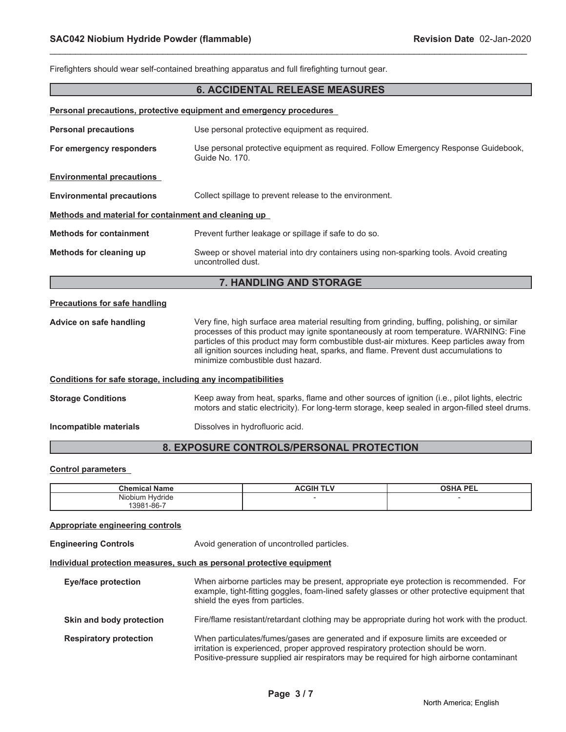Firefighters should wear self-contained breathing apparatus and full firefighting turnout gear.

## 6. ACCIDENTAL RELEASE MEASURES

**Personal precautions, protective equipment and emergency procedures**

**Personal precautions** Use personal protective equipment as required.

**For emergency responders** Use personal protective equipment as required. Follow Emergency Response Guidebook, Guide No. 170.

**Environmental precautions**

**Environmental precautions** Collect spillage to prevent release to the environment.

**Methods and material for containment and cleaning up**

**Methods for containment** Prevent further leakage or spillage if safe to do so.

**Methods for cleaning up** Sweep or shovel material into dry containers using non-sparking tools. Avoid creating uncontrolled dust.

## 7. HANDLING AND STORAGE

**Precautions for safe handling**

**Advice on safe handling** Very fine, high surface area material resulting from grinding, buffing, polishing, or similar processes of this product may ignite spontaneously at room temperature. WARNING: Fine particles of this product may form combustible dust-air mixtures. Keep particles away from all ignition sources including heat, sparks, and flame. Prevent dust accumulations to minimize combustible dust hazard.

**Conditions for safe storage, including any incompatibilities**

**Storage Conditions** Keep away from heat, sparks, flame and other sources of ignition (i.e., pilot lights, electric motors and static electricity). For long-term storage, keep sealed in argon-filled steel drums.

**Incompatible materials** Dissolves in hydrofluoric acid.

## 8. EXPOSURE CONTROLS/PERSONAL PROTECTION

**Control parameters**

| Chemical Name | ACGIH TLV | OSHA PEL |
|---|---|---|
| Niobium Hydride 13981-86-7 | - | - |

**Appropriate engineering controls**

**Engineering Controls** Avoid generation of uncontrolled particles.

**Individual protection measures, such as personal protective equipment**

**Eye/face protection** When airborne particles may be present, appropriate eye protection is recommended. For example, tight-fitting goggles, foam-lined safety glasses or other protective equipment that shield the eyes from particles.

**Skin and body protection** Fire/flame resistant/retardant clothing may be appropriate during hot work with the product.

**Respiratory protection** When particulates/fumes/gases are generated and if exposure limits are exceeded or irritation is experienced, proper approved respiratory protection should be worn. Positive-pressure supplied air respirators may be required for high airborne contaminant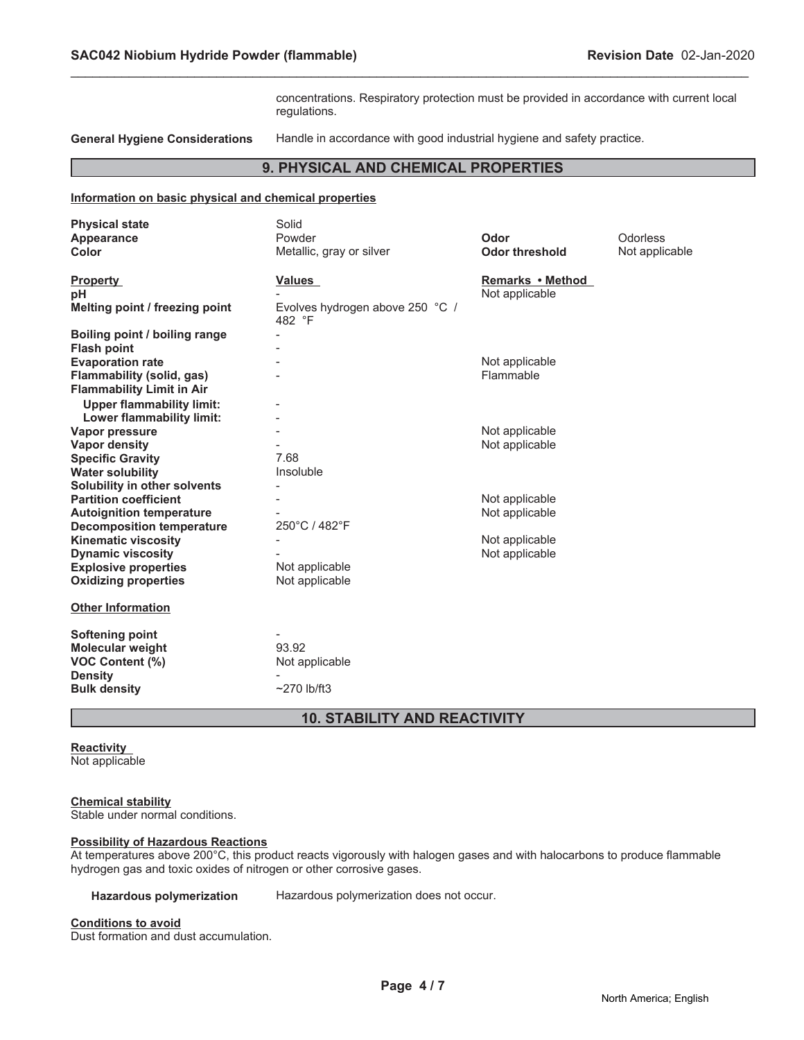concentrations. Respiratory protection must be provided in accordance with current local regulations.

**General Hygiene Considerations** Handle in accordance with good industrial hygiene and safety practice.

## 9. PHYSICAL AND CHEMICAL PROPERTIES

**Information on basic physical and chemical properties**

| | | | |
|---|---|---|---|
| **Physical state** | Solid | | |
| **Appearance** | Powder | **Odor** | Odorless |
| **Color** | Metallic, gray or silver | **Odor threshold** | Not applicable |

| **Property** | **Values** | **Remarks • Method** |
|---|---|---|
| **pH** | - | Not applicable |
| **Melting point / freezing point** | Evolves hydrogen above 250 °C / 482 °F | |
| **Boiling point / boiling range** | - | |
| **Flash point** | - | |
| **Evaporation rate** | - | Not applicable |
| **Flammability (solid, gas)** | - | Flammable |
| **Flammability Limit in Air** | | |
| **Upper flammability limit:** | - | |
| **Lower flammability limit:** | - | |
| **Vapor pressure** | - | Not applicable |
| **Vapor density** | - | Not applicable |
| **Specific Gravity** | 7.68 | |
| **Water solubility** | Insoluble | |
| **Solubility in other solvents** | - | |
| **Partition coefficient** | - | Not applicable |
| **Autoignition temperature** | - | Not applicable |
| **Decomposition temperature** | 250°C / 482°F | |
| **Kinematic viscosity** | - | Not applicable |
| **Dynamic viscosity** | - | Not applicable |
| **Explosive properties** | Not applicable | |
| **Oxidizing properties** | Not applicable | |

**Other Information**

| | |
|---|---|
| **Softening point** | - |
| **Molecular weight** | 93.92 |
| **VOC Content (%)** | Not applicable |
| **Density** | - |
| **Bulk density** | ~270 lb/ft3 |

## 10. STABILITY AND REACTIVITY

**Reactivity**
Not applicable

**Chemical stability**
Stable under normal conditions.

**Possibility of Hazardous Reactions**
At temperatures above 200°C, this product reacts vigorously with halogen gases and with halocarbons to produce flammable hydrogen gas and toxic oxides of nitrogen or other corrosive gases.

**Hazardous polymerization** Hazardous polymerization does not occur.

**Conditions to avoid**
Dust formation and dust accumulation.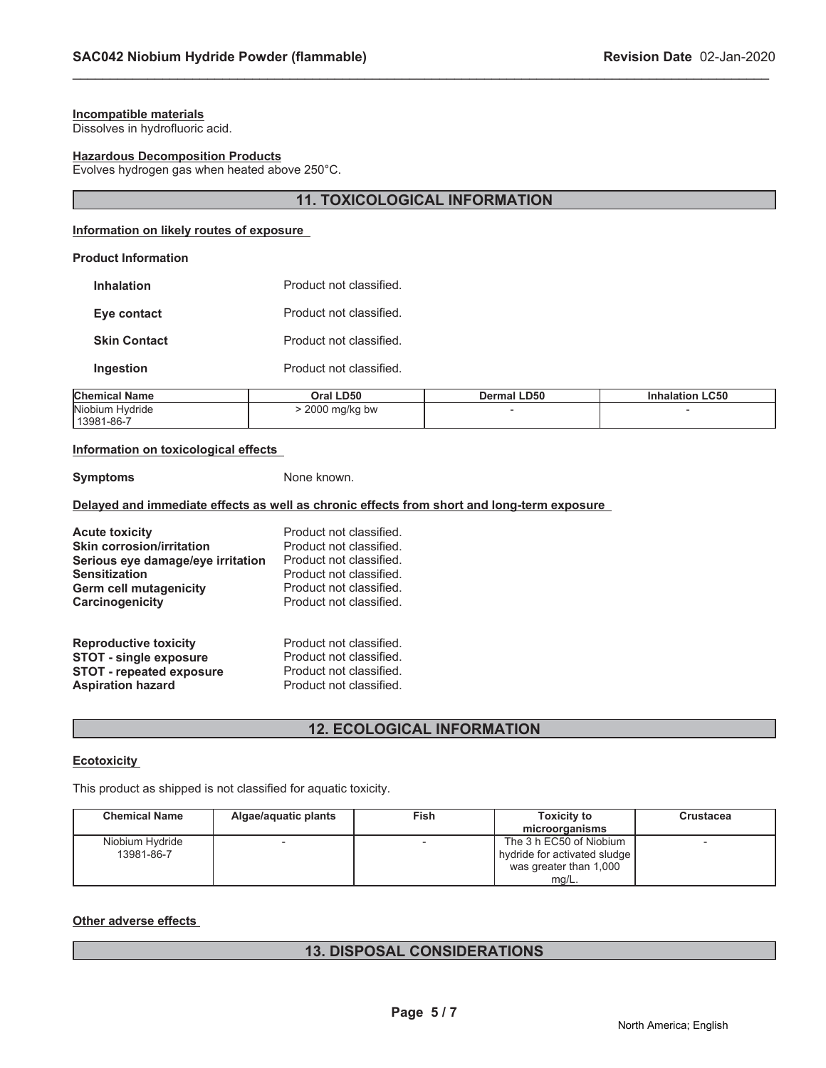**Incompatible materials**
Dissolves in hydrofluoric acid.

**Hazardous Decomposition Products**
Evolves hydrogen gas when heated above 250°C.

## 11. TOXICOLOGICAL INFORMATION

**Information on likely routes of exposure**

**Product Information**

| | |
|---|---|
| **Inhalation** | Product not classified. |
| **Eye contact** | Product not classified. |
| **Skin Contact** | Product not classified. |
| **Ingestion** | Product not classified. |

| Chemical Name | Oral LD50 | Dermal LD50 | Inhalation LC50 |
|---|---|---|---|
| Niobium Hydride 13981-86-7 | > 2000 mg/kg bw | - | - |

**Information on toxicological effects**

**Symptoms** None known.

**Delayed and immediate effects as well as chronic effects from short and long-term exposure**

| | |
|---|---|
| **Acute toxicity** | Product not classified. |
| **Skin corrosion/irritation** | Product not classified. |
| **Serious eye damage/eye irritation** | Product not classified. |
| **Sensitization** | Product not classified. |
| **Germ cell mutagenicity** | Product not classified. |
| **Carcinogenicity** | Product not classified. |
| **Reproductive toxicity** | Product not classified. |
| **STOT - single exposure** | Product not classified. |
| **STOT - repeated exposure** | Product not classified. |
| **Aspiration hazard** | Product not classified. |

## 12. ECOLOGICAL INFORMATION

**Ecotoxicity**

This product as shipped is not classified for aquatic toxicity.

| Chemical Name | Algae/aquatic plants | Fish | Toxicity to microorganisms | Crustacea |
|---|---|---|---|---|
| Niobium Hydride 13981-86-7 | - | - | The 3 h EC50 of Niobium hydride for activated sludge was greater than 1,000 mg/L. | - |

**Other adverse effects**

## 13. DISPOSAL CONSIDERATIONS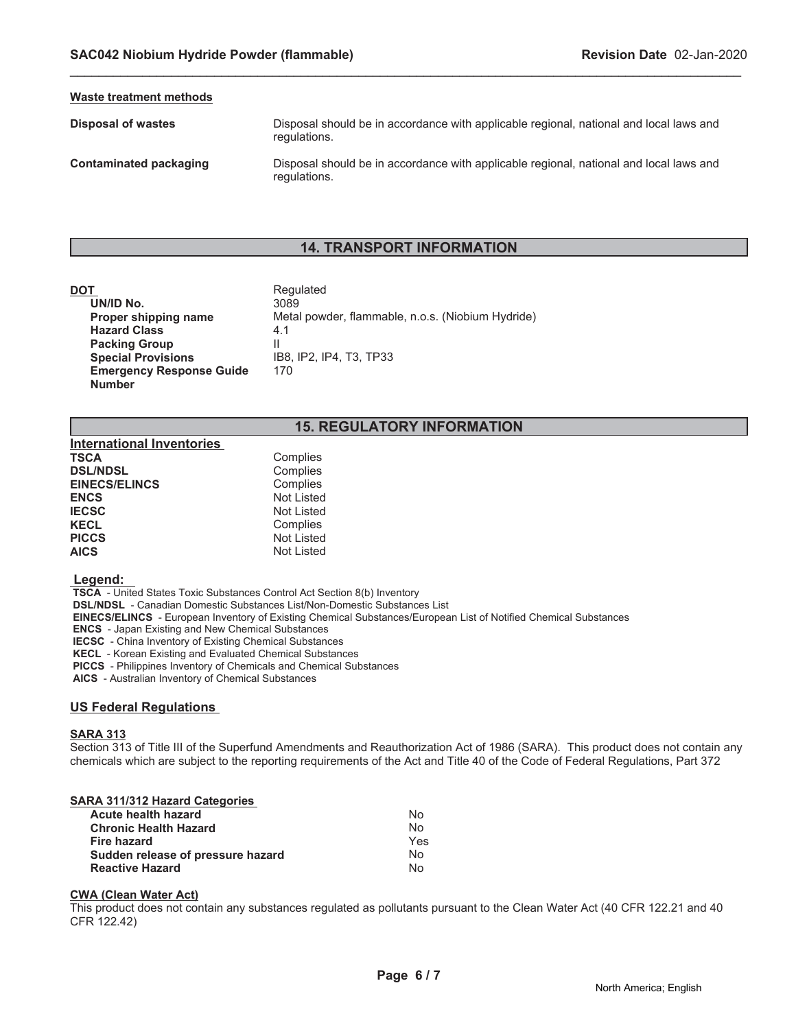**Waste treatment methods**

| | |
|---|---|
| **Disposal of wastes** | Disposal should be in accordance with applicable regional, national and local laws and regulations. |
| **Contaminated packaging** | Disposal should be in accordance with applicable regional, national and local laws and regulations. |

## 14. TRANSPORT INFORMATION

| | |
|---|---|
| **DOT** | Regulated |
| **UN/ID No.** | 3089 |
| **Proper shipping name** | Metal powder, flammable, n.o.s. (Niobium Hydride) |
| **Hazard Class** | 4.1 |
| **Packing Group** | II |
| **Special Provisions** | IB8, IP2, IP4, T3, TP33 |
| **Emergency Response Guide Number** | 170 |

## 15. REGULATORY INFORMATION

**International Inventories**

| | |
|---|---|
| **TSCA** | Complies |
| **DSL/NDSL** | Complies |
| **EINECS/ELINCS** | Complies |
| **ENCS** | Not Listed |
| **IECSC** | Not Listed |
| **KECL** | Complies |
| **PICCS** | Not Listed |
| **AICS** | Not Listed |

**Legend:**

**TSCA** - United States Toxic Substances Control Act Section 8(b) Inventory
**DSL/NDSL** - Canadian Domestic Substances List/Non-Domestic Substances List
**EINECS/ELINCS** - European Inventory of Existing Chemical Substances/European List of Notified Chemical Substances
**ENCS** - Japan Existing and New Chemical Substances
**IECSC** - China Inventory of Existing Chemical Substances
**KECL** - Korean Existing and Evaluated Chemical Substances
**PICCS** - Philippines Inventory of Chemicals and Chemical Substances
**AICS** - Australian Inventory of Chemical Substances

### US Federal Regulations

**SARA 313**

Section 313 of Title III of the Superfund Amendments and Reauthorization Act of 1986 (SARA). This product does not contain any chemicals which are subject to the reporting requirements of the Act and Title 40 of the Code of Federal Regulations, Part 372

**SARA 311/312 Hazard Categories**

| | |
|---|---|
| **Acute health hazard** | No |
| **Chronic Health Hazard** | No |
| **Fire hazard** | Yes |
| **Sudden release of pressure hazard** | No |
| **Reactive Hazard** | No |

**CWA (Clean Water Act)**

This product does not contain any substances regulated as pollutants pursuant to the Clean Water Act (40 CFR 122.21 and 40 CFR 122.42)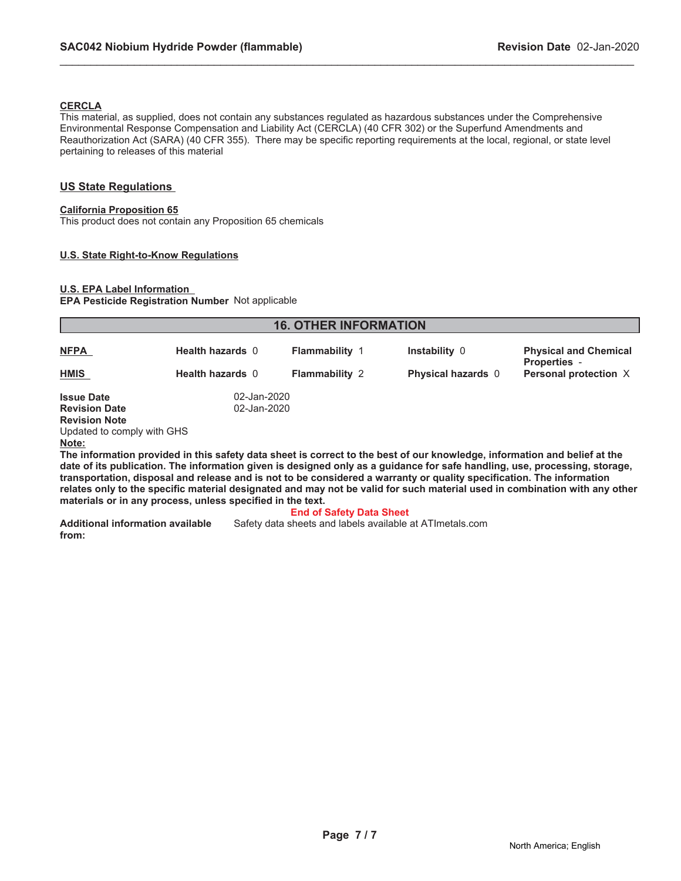**CERCLA**

This material, as supplied, does not contain any substances regulated as hazardous substances under the Comprehensive Environmental Response Compensation and Liability Act (CERCLA) (40 CFR 302) or the Superfund Amendments and Reauthorization Act (SARA) (40 CFR 355). There may be specific reporting requirements at the local, regional, or state level pertaining to releases of this material

## US State Regulations

**California Proposition 65**

This product does not contain any Proposition 65 chemicals

**U.S. State Right-to-Know Regulations**

**U.S. EPA Label Information**

**EPA Pesticide Registration Number** Not applicable

## 16. OTHER INFORMATION

| | | | | |
|---|---|---|---|---|
| **NFPA** | **Health hazards** 0 | **Flammability** 1 | **Instability** 0 | **Physical and Chemical Properties** - |
| **HMIS** | **Health hazards** 0 | **Flammability** 2 | **Physical hazards** 0 | **Personal protection** X |

**Issue Date** 02-Jan-2020

**Revision Date** 02-Jan-2020

**Revision Note**

Updated to comply with GHS

**Note:**

**The information provided in this safety data sheet is correct to the best of our knowledge, information and belief at the date of its publication. The information given is designed only as a guidance for safe handling, use, processing, storage, transportation, disposal and release and is not to be considered a warranty or quality specification. The information relates only to the specific material designated and may not be valid for such material used in combination with any other materials or in any process, unless specified in the text.**

**End of Safety Data Sheet**

**Additional information available from:** Safety data sheets and labels available at ATImetals.com

North America; English